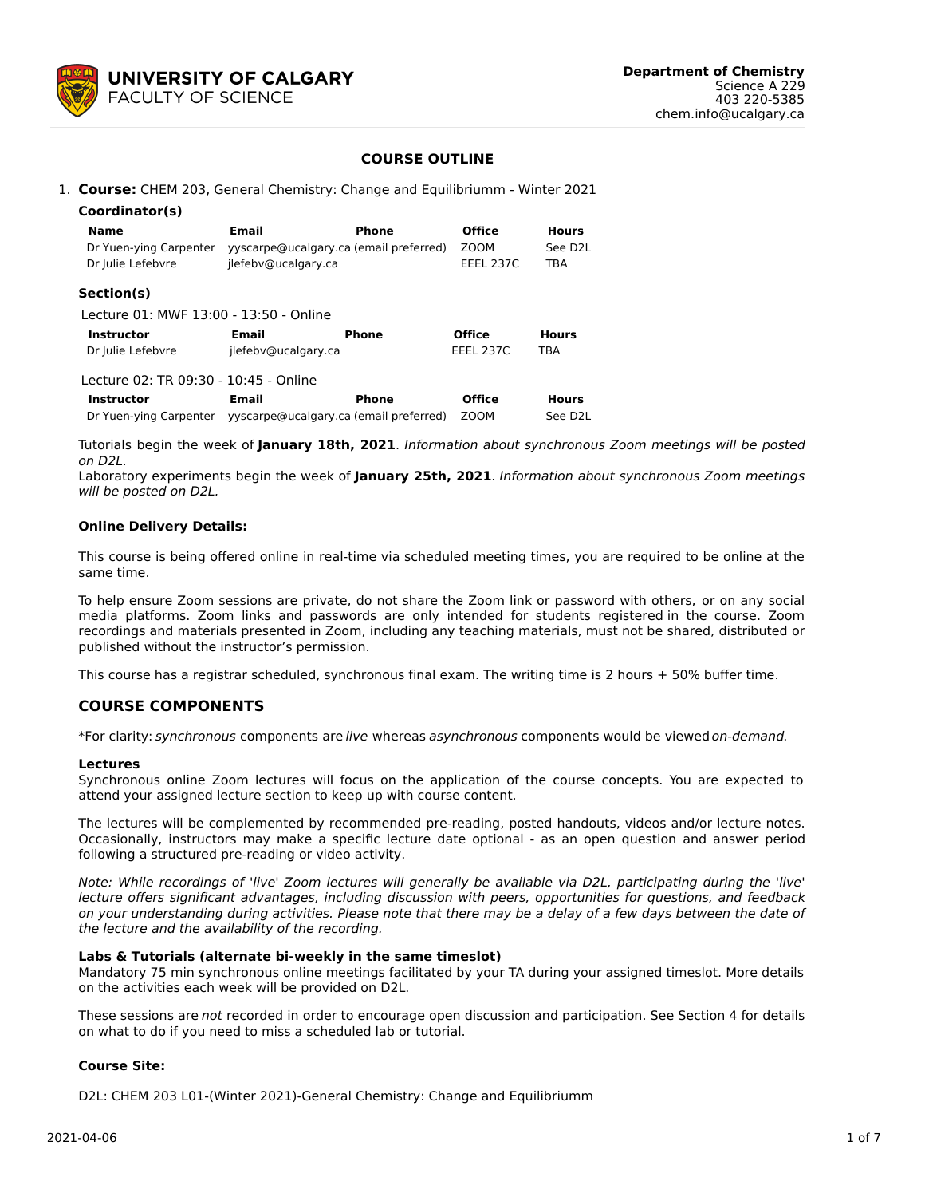**UNIVERSITY OF CALGARY**
FACULTY OF SCIENCE

**Department of Chemistry**
Science A 229
403 220-5385
chem.info@ucalgary.ca

## COURSE OUTLINE

1. **Course:** CHEM 203, General Chemistry: Change and Equilibriumm - Winter 2021

**Coordinator(s)**

| Name | Email | Phone | Office | Hours |
|---|---|---|---|---|
| Dr Yuen-ying Carpenter | yyscarpe@ucalgary.ca (email preferred) | | ZOOM | See D2L |
| Dr Julie Lefebvre | jlefebv@ucalgary.ca | | EEEL 237C | TBA |

**Section(s)**

Lecture 01: MWF 13:00 - 13:50 - Online

| Instructor | Email | Phone | Office | Hours |
|---|---|---|---|---|
| Dr Julie Lefebvre | jlefebv@ucalgary.ca | | EEEL 237C | TBA |

Lecture 02: TR 09:30 - 10:45 - Online

| Instructor | Email | Phone | Office | Hours |
|---|---|---|---|---|
| Dr Yuen-ying Carpenter | yyscarpe@ucalgary.ca (email preferred) | | ZOOM | See D2L |

Tutorials begin the week of **January 18th, 2021**. *Information about synchronous Zoom meetings will be posted on D2L.*
Laboratory experiments begin the week of **January 25th, 2021**. *Information about synchronous Zoom meetings will be posted on D2L.*

**Online Delivery Details:**

This course is being offered online in real-time via scheduled meeting times, you are required to be online at the same time.

To help ensure Zoom sessions are private, do not share the Zoom link or password with others, or on any social media platforms. Zoom links and passwords are only intended for students registered in the course. Zoom recordings and materials presented in Zoom, including any teaching materials, must not be shared, distributed or published without the instructor's permission.

This course has a registrar scheduled, synchronous final exam. The writing time is 2 hours + 50% buffer time.

## COURSE COMPONENTS

*For clarity: *synchronous* components are *live* whereas *asynchronous* components would be viewed *on-demand*.

**Lectures**
Synchronous online Zoom lectures will focus on the application of the course concepts. You are expected to attend your assigned lecture section to keep up with course content.

The lectures will be complemented by recommended pre-reading, posted handouts, videos and/or lecture notes. Occasionally, instructors may make a specific lecture date optional - as an open question and answer period following a structured pre-reading or video activity.

*Note: While recordings of 'live' Zoom lectures will generally be available via D2L, participating during the 'live' lecture offers significant advantages, including discussion with peers, opportunities for questions, and feedback on your understanding during activities. Please note that there may be a delay of a few days between the date of the lecture and the availability of the recording.*

**Labs & Tutorials (alternate bi-weekly in the same timeslot)**
Mandatory 75 min synchronous online meetings facilitated by your TA during your assigned timeslot. More details on the activities each week will be provided on D2L.

These sessions are *not* recorded in order to encourage open discussion and participation. See Section 4 for details on what to do if you need to miss a scheduled lab or tutorial.

**Course Site:**

D2L: CHEM 203 L01-(Winter 2021)-General Chemistry: Change and Equilibriumm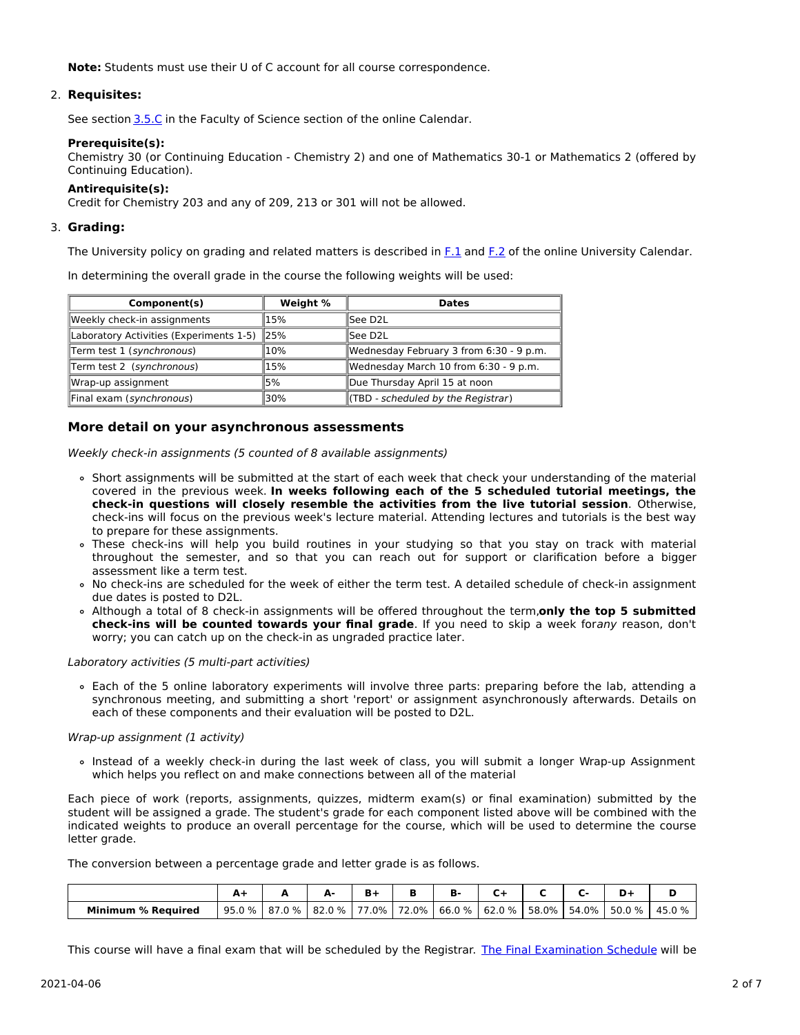**Note:** Students must use their U of C account for all course correspondence.

2. **Requisites:**

   See section 3.5.C in the Faculty of Science section of the online Calendar.

   **Prerequisite(s):**
   Chemistry 30 (or Continuing Education - Chemistry 2) and one of Mathematics 30-1 or Mathematics 2 (offered by Continuing Education).

   **Antirequisite(s):**
   Credit for Chemistry 203 and any of 209, 213 or 301 will not be allowed.

3. **Grading:**

   The University policy on grading and related matters is described in F.1 and F.2 of the online University Calendar.

   In determining the overall grade in the course the following weights will be used:

| Component(s) | Weight % | Dates |
|---|---|---|
| Weekly check-in assignments | 15% | See D2L |
| Laboratory Activities (Experiments 1-5) | 25% | See D2L |
| Term test 1 (*synchronous*) | 10% | Wednesday February 3 from 6:30 - 9 p.m. |
| Term test 2 (*synchronous*) | 15% | Wednesday March 10 from 6:30 - 9 p.m. |
| Wrap-up assignment | 5% | Due Thursday April 15 at noon |
| Final exam (*synchronous*) | 30% | (TBD - *scheduled by the Registrar*) |

## More detail on your asynchronous assessments

*Weekly check-in assignments (5 counted of 8 available assignments)*

- Short assignments will be submitted at the start of each week that check your understanding of the material covered in the previous week. **In weeks following each of the 5 scheduled tutorial meetings, the check-in questions will closely resemble the activities from the live tutorial session**. Otherwise, check-ins will focus on the previous week's lecture material. Attending lectures and tutorials is the best way to prepare for these assignments.
- These check-ins will help you build routines in your studying so that you stay on track with material throughout the semester, and so that you can reach out for support or clarification before a bigger assessment like a term test.
- No check-ins are scheduled for the week of either the term test. A detailed schedule of check-in assignment due dates is posted to D2L.
- Although a total of 8 check-in assignments will be offered throughout the term,**only the top 5 submitted check-ins will be counted towards your final grade**. If you need to skip a week for*any* reason, don't worry; you can catch up on the check-in as ungraded practice later.

*Laboratory activities (5 multi-part activities)*

- Each of the 5 online laboratory experiments will involve three parts: preparing before the lab, attending a synchronous meeting, and submitting a short 'report' or assignment asynchronously afterwards. Details on each of these components and their evaluation will be posted to D2L.

*Wrap-up assignment (1 activity)*

- Instead of a weekly check-in during the last week of class, you will submit a longer Wrap-up Assignment which helps you reflect on and make connections between all of the material

Each piece of work (reports, assignments, quizzes, midterm exam(s) or final examination) submitted by the student will be assigned a grade. The student's grade for each component listed above will be combined with the indicated weights to produce an overall percentage for the course, which will be used to determine the course letter grade.

The conversion between a percentage grade and letter grade is as follows.

| | A+ | A | A- | B+ | B | B- | C+ | C | C- | D+ | D |
|---|---|---|---|---|---|---|---|---|---|---|---|
| **Minimum % Required** | 95.0 % | 87.0 % | 82.0 % | 77.0% | 72.0% | 66.0 % | 62.0 % | 58.0% | 54.0% | 50.0 % | 45.0 % |

This course will have a final exam that will be scheduled by the Registrar. The Final Examination Schedule will be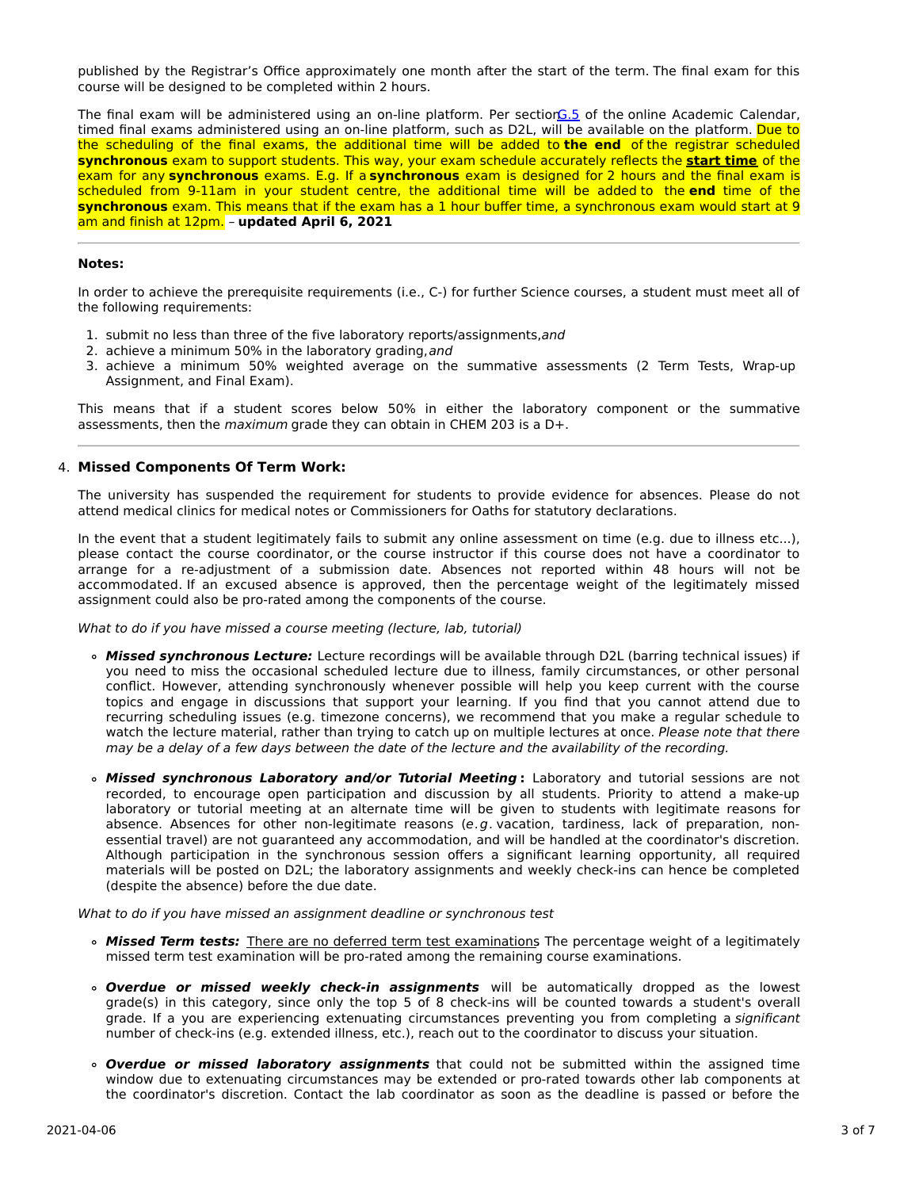published by the Registrar's Office approximately one month after the start of the term. The final exam for this course will be designed to be completed within 2 hours.

The final exam will be administered using an on-line platform. Per section G.5 of the online Academic Calendar, timed final exams administered using an on-line platform, such as D2L, will be available on the platform. Due to the scheduling of the final exams, the additional time will be added to **the end** of the registrar scheduled **synchronous** exam to support students. This way, your exam schedule accurately reflects the **start time** of the exam for any **synchronous** exams. E.g. If a **synchronous** exam is designed for 2 hours and the final exam is scheduled from 9-11am in your student centre, the additional time will be added to the **end** time of the **synchronous** exam. This means that if the exam has a 1 hour buffer time, a synchronous exam would start at 9 am and finish at 12pm. – **updated April 6, 2021**

---

**Notes:**

In order to achieve the prerequisite requirements (i.e., C-) for further Science courses, a student must meet all of the following requirements:

1. submit no less than three of the five laboratory reports/assignments, *and*
2. achieve a minimum 50% in the laboratory grading, *and*
3. achieve a minimum 50% weighted average on the summative assessments (2 Term Tests, Wrap-up Assignment, and Final Exam).

This means that if a student scores below 50% in either the laboratory component or the summative assessments, then the *maximum* grade they can obtain in CHEM 203 is a D+.

---

4. **Missed Components Of Term Work:**

The university has suspended the requirement for students to provide evidence for absences. Please do not attend medical clinics for medical notes or Commissioners for Oaths for statutory declarations.

In the event that a student legitimately fails to submit any online assessment on time (e.g. due to illness etc...), please contact the course coordinator, or the course instructor if this course does not have a coordinator to arrange for a re-adjustment of a submission date. Absences not reported within 48 hours will not be accommodated. If an excused absence is approved, then the percentage weight of the legitimately missed assignment could also be pro-rated among the components of the course.

*What to do if you have missed a course meeting (lecture, lab, tutorial)*

- ***Missed synchronous Lecture:*** Lecture recordings will be available through D2L (barring technical issues) if you need to miss the occasional scheduled lecture due to illness, family circumstances, or other personal conflict. However, attending synchronously whenever possible will help you keep current with the course topics and engage in discussions that support your learning. If you find that you cannot attend due to recurring scheduling issues (e.g. timezone concerns), we recommend that you make a regular schedule to watch the lecture material, rather than trying to catch up on multiple lectures at once. *Please note that there may be a delay of a few days between the date of the lecture and the availability of the recording.*

- ***Missed synchronous Laboratory and/or Tutorial Meeting*** **:** Laboratory and tutorial sessions are not recorded, to encourage open participation and discussion by all students. Priority to attend a make-up laboratory or tutorial meeting at an alternate time will be given to students with legitimate reasons for absence. Absences for other non-legitimate reasons (*e.g.* vacation, tardiness, lack of preparation, non-essential travel) are not guaranteed any accommodation, and will be handled at the coordinator's discretion. Although participation in the synchronous session offers a significant learning opportunity, all required materials will be posted on D2L; the laboratory assignments and weekly check-ins can hence be completed (despite the absence) before the due date.

*What to do if you have missed an assignment deadline or synchronous test*

- ***Missed Term tests:*** There are no deferred term test examinations. The percentage weight of a legitimately missed term test examination will be pro-rated among the remaining course examinations.

- ***Overdue or missed weekly check-in assignments*** will be automatically dropped as the lowest grade(s) in this category, since only the top 5 of 8 check-ins will be counted towards a student's overall grade. If a you are experiencing extenuating circumstances preventing you from completing a *significant* number of check-ins (e.g. extended illness, etc.), reach out to the coordinator to discuss your situation.

- ***Overdue or missed laboratory assignments*** that could not be submitted within the assigned time window due to extenuating circumstances may be extended or pro-rated towards other lab components at the coordinator's discretion. Contact the lab coordinator as soon as the deadline is passed or before the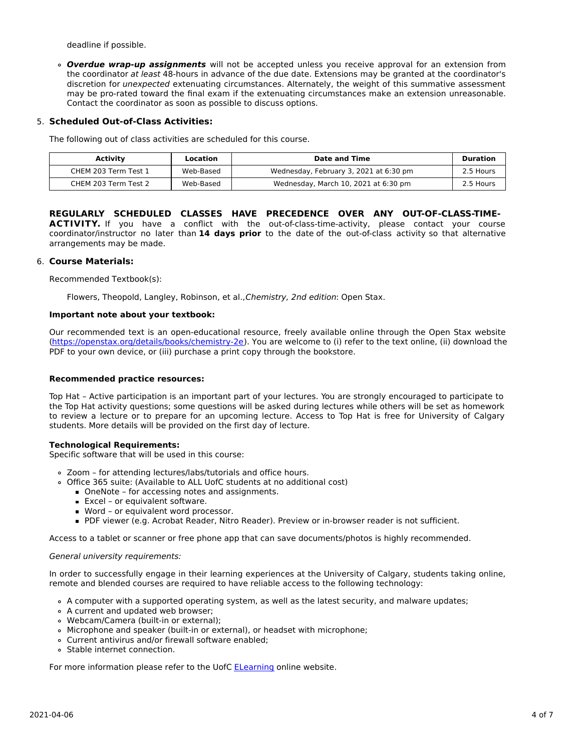deadline if possible.

- ***Overdue wrap-up assignments*** will not be accepted unless you receive approval for an extension from the coordinator *at least* 48-hours in advance of the due date. Extensions may be granted at the coordinator's discretion for *unexpected* extenuating circumstances. Alternately, the weight of this summative assessment may be pro-rated toward the final exam if the extenuating circumstances make an extension unreasonable. Contact the coordinator as soon as possible to discuss options.

5. **Scheduled Out-of-Class Activities:**

The following out of class activities are scheduled for this course.

| Activity | Location | Date and Time | Duration |
| --- | --- | --- | --- |
| CHEM 203 Term Test 1 | Web-Based | Wednesday, February 3, 2021 at 6:30 pm | 2.5 Hours |
| CHEM 203 Term Test 2 | Web-Based | Wednesday, March 10, 2021 at 6:30 pm | 2.5 Hours |

**REGULARLY SCHEDULED CLASSES HAVE PRECEDENCE OVER ANY OUT-OF-CLASS-TIME-ACTIVITY.** If you have a conflict with the out-of-class-time-activity, please contact your course coordinator/instructor no later than **14 days prior** to the date of the out-of-class activity so that alternative arrangements may be made.

6. **Course Materials:**

Recommended Textbook(s):

Flowers, Theopold, Langley, Robinson, et al.,*Chemistry, 2nd edition*: Open Stax.

**Important note about your textbook:**

Our recommended text is an open-educational resource, freely available online through the Open Stax website (https://openstax.org/details/books/chemistry-2e). You are welcome to (i) refer to the text online, (ii) download the PDF to your own device, or (iii) purchase a print copy through the bookstore.

**Recommended practice resources:**

Top Hat – Active participation is an important part of your lectures. You are strongly encouraged to participate to the Top Hat activity questions; some questions will be asked during lectures while others will be set as homework to review a lecture or to prepare for an upcoming lecture. Access to Top Hat is free for University of Calgary students. More details will be provided on the first day of lecture.

**Technological Requirements:**
Specific software that will be used in this course:

- Zoom – for attending lectures/labs/tutorials and office hours.
- Office 365 suite: (Available to ALL UofC students at no additional cost)
  - OneNote – for accessing notes and assignments.
  - Excel – or equivalent software.
  - Word – or equivalent word processor.
  - PDF viewer (e.g. Acrobat Reader, Nitro Reader). Preview or in-browser reader is not sufficient.

Access to a tablet or scanner or free phone app that can save documents/photos is highly recommended.

*General university requirements:*

In order to successfully engage in their learning experiences at the University of Calgary, students taking online, remote and blended courses are required to have reliable access to the following technology:

- A computer with a supported operating system, as well as the latest security, and malware updates;
- A current and updated web browser;
- Webcam/Camera (built-in or external);
- Microphone and speaker (built-in or external), or headset with microphone;
- Current antivirus and/or firewall software enabled;
- Stable internet connection.

For more information please refer to the UofC ELearning online website.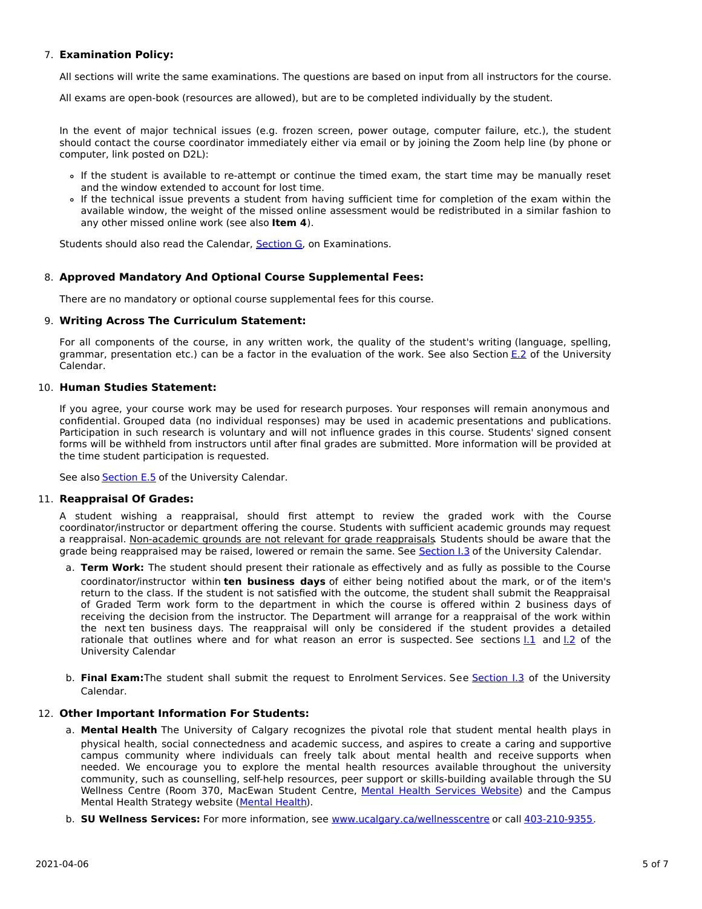7. **Examination Policy:**

   All sections will write the same examinations. The questions are based on input from all instructors for the course.

   All exams are open-book (resources are allowed), but are to be completed individually by the student.

   In the event of major technical issues (e.g. frozen screen, power outage, computer failure, etc.), the student should contact the course coordinator immediately either via email or by joining the Zoom help line (by phone or computer, link posted on D2L):

   - If the student is available to re-attempt or continue the timed exam, the start time may be manually reset and the window extended to account for lost time.
   - If the technical issue prevents a student from having sufficient time for completion of the exam within the available window, the weight of the missed online assessment would be redistributed in a similar fashion to any other missed online work (see also **Item 4**).

   Students should also read the Calendar, Section G, on Examinations.

8. **Approved Mandatory And Optional Course Supplemental Fees:**

   There are no mandatory or optional course supplemental fees for this course.

9. **Writing Across The Curriculum Statement:**

   For all components of the course, in any written work, the quality of the student's writing (language, spelling, grammar, presentation etc.) can be a factor in the evaluation of the work. See also Section E.2 of the University Calendar.

10. **Human Studies Statement:**

    If you agree, your course work may be used for research purposes. Your responses will remain anonymous and confidential. Grouped data (no individual responses) may be used in academic presentations and publications. Participation in such research is voluntary and will not influence grades in this course. Students' signed consent forms will be withheld from instructors until after final grades are submitted. More information will be provided at the time student participation is requested.

    See also Section E.5 of the University Calendar.

11. **Reappraisal Of Grades:**

    A student wishing a reappraisal, should first attempt to review the graded work with the Course coordinator/instructor or department offering the course. Students with sufficient academic grounds may request a reappraisal. Non-academic grounds are not relevant for grade reappraisals. Students should be aware that the grade being reappraised may be raised, lowered or remain the same. See Section I.3 of the University Calendar.

    a. **Term Work:** The student should present their rationale as effectively and as fully as possible to the Course coordinator/instructor within **ten business days** of either being notified about the mark, or of the item's return to the class. If the student is not satisfied with the outcome, the student shall submit the Reappraisal of Graded Term work form to the department in which the course is offered within 2 business days of receiving the decision from the instructor. The Department will arrange for a reappraisal of the work within the next ten business days. The reappraisal will only be considered if the student provides a detailed rationale that outlines where and for what reason an error is suspected. See sections I.1 and I.2 of the University Calendar

    b. **Final Exam:** The student shall submit the request to Enrolment Services. See Section I.3 of the University Calendar.

12. **Other Important Information For Students:**

    a. **Mental Health** The University of Calgary recognizes the pivotal role that student mental health plays in physical health, social connectedness and academic success, and aspires to create a caring and supportive campus community where individuals can freely talk about mental health and receive supports when needed. We encourage you to explore the mental health resources available throughout the university community, such as counselling, self-help resources, peer support or skills-building available through the SU Wellness Centre (Room 370, MacEwan Student Centre, Mental Health Services Website) and the Campus Mental Health Strategy website (Mental Health).

    b. **SU Wellness Services:** For more information, see www.ucalgary.ca/wellnesscentre or call 403-210-9355.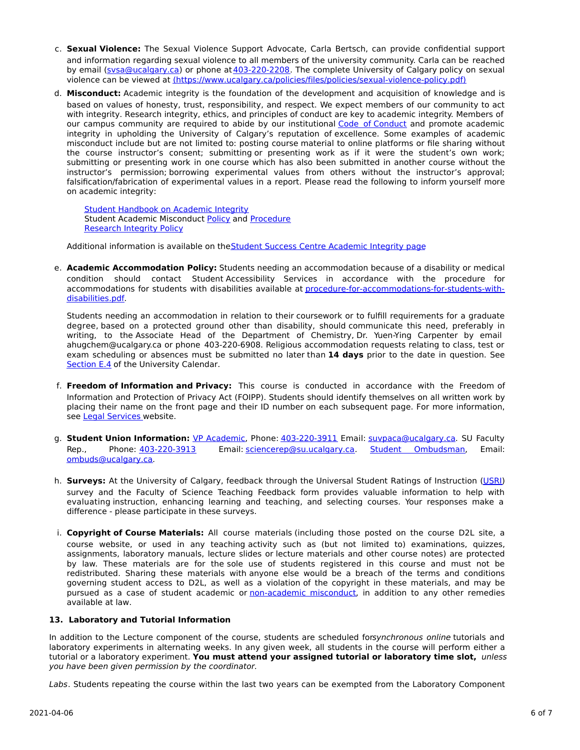c. **Sexual Violence:** The Sexual Violence Support Advocate, Carla Bertsch, can provide confidential support and information regarding sexual violence to all members of the university community. Carla can be reached by email (svsa@ucalgary.ca) or phone at 403-220-2208. The complete University of Calgary policy on sexual violence can be viewed at (https://www.ucalgary.ca/policies/files/policies/sexual-violence-policy.pdf)

d. **Misconduct:** Academic integrity is the foundation of the development and acquisition of knowledge and is based on values of honesty, trust, responsibility, and respect. We expect members of our community to act with integrity. Research integrity, ethics, and principles of conduct are key to academic integrity. Members of our campus community are required to abide by our institutional Code of Conduct and promote academic integrity in upholding the University of Calgary's reputation of excellence. Some examples of academic misconduct include but are not limited to: posting course material to online platforms or file sharing without the course instructor's consent; submitting or presenting work as if it were the student's own work; submitting or presenting work in one course which has also been submitted in another course without the instructor's permission; borrowing experimental values from others without the instructor's approval; falsification/fabrication of experimental values in a report. Please read the following to inform yourself more on academic integrity:

   Student Handbook on Academic Integrity
   Student Academic Misconduct Policy and Procedure
   Research Integrity Policy

   Additional information is available on the Student Success Centre Academic Integrity page

e. **Academic Accommodation Policy:** Students needing an accommodation because of a disability or medical condition should contact Student Accessibility Services in accordance with the procedure for accommodations for students with disabilities available at procedure-for-accommodations-for-students-with-disabilities.pdf.

   Students needing an accommodation in relation to their coursework or to fulfill requirements for a graduate degree, based on a protected ground other than disability, should communicate this need, preferably in writing, to the Associate Head of the Department of Chemistry, Dr. Yuen-Ying Carpenter by email ahugchem@ucalgary.ca or phone 403-220-6908. Religious accommodation requests relating to class, test or exam scheduling or absences must be submitted no later than **14 days** prior to the date in question. See Section E.4 of the University Calendar.

f. **Freedom of Information and Privacy:** This course is conducted in accordance with the Freedom of Information and Protection of Privacy Act (FOIPP). Students should identify themselves on all written work by placing their name on the front page and their ID number on each subsequent page. For more information, see Legal Services website.

g. **Student Union Information:** VP Academic, Phone: 403-220-3911 Email: suvpaca@ucalgary.ca. SU Faculty Rep., Phone: 403-220-3913 Email: sciencerep@su.ucalgary.ca. Student Ombudsman, Email: ombuds@ucalgary.ca.

h. **Surveys:** At the University of Calgary, feedback through the Universal Student Ratings of Instruction (USRI) survey and the Faculty of Science Teaching Feedback form provides valuable information to help with evaluating instruction, enhancing learning and teaching, and selecting courses. Your responses make a difference - please participate in these surveys.

i. **Copyright of Course Materials:** All course materials (including those posted on the course D2L site, a course website, or used in any teaching activity such as (but not limited to) examinations, quizzes, assignments, laboratory manuals, lecture slides or lecture materials and other course notes) are protected by law. These materials are for the sole use of students registered in this course and must not be redistributed. Sharing these materials with anyone else would be a breach of the terms and conditions governing student access to D2L, as well as a violation of the copyright in these materials, and may be pursued as a case of student academic or non-academic misconduct, in addition to any other remedies available at law.

### 13. Laboratory and Tutorial Information

In addition to the Lecture component of the course, students are scheduled for *synchronous online* tutorials and laboratory experiments in alternating weeks. In any given week, all students in the course will perform either a tutorial or a laboratory experiment. **You must attend your assigned tutorial or laboratory time slot,** *unless you have been given permission by the coordinator.*

*Labs*. Students repeating the course within the last two years can be exempted from the Laboratory Component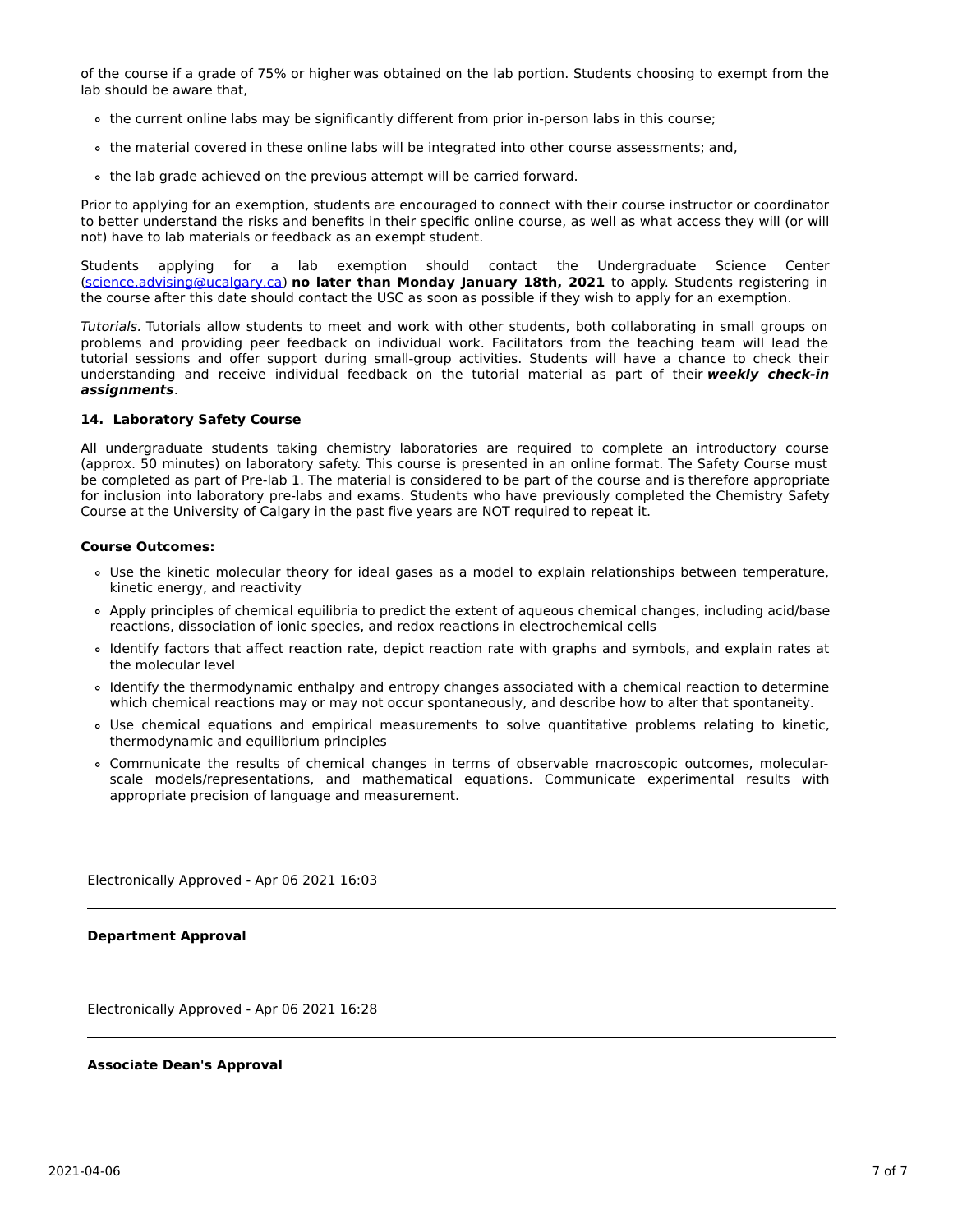of the course if a grade of 75% or higher was obtained on the lab portion. Students choosing to exempt from the lab should be aware that,

- the current online labs may be significantly different from prior in-person labs in this course;
- the material covered in these online labs will be integrated into other course assessments; and,
- the lab grade achieved on the previous attempt will be carried forward.

Prior to applying for an exemption, students are encouraged to connect with their course instructor or coordinator to better understand the risks and benefits in their specific online course, as well as what access they will (or will not) have to lab materials or feedback as an exempt student.

Students applying for a lab exemption should contact the Undergraduate Science Center (science.advising@ucalgary.ca) **no later than Monday January 18th, 2021** to apply. Students registering in the course after this date should contact the USC as soon as possible if they wish to apply for an exemption.

*Tutorials.* Tutorials allow students to meet and work with other students, both collaborating in small groups on problems and providing peer feedback on individual work. Facilitators from the teaching team will lead the tutorial sessions and offer support during small-group activities. Students will have a chance to check their understanding and receive individual feedback on the tutorial material as part of their ***weekly check-in assignments***.

**14. Laboratory Safety Course**

All undergraduate students taking chemistry laboratories are required to complete an introductory course (approx. 50 minutes) on laboratory safety. This course is presented in an online format. The Safety Course must be completed as part of Pre-lab 1. The material is considered to be part of the course and is therefore appropriate for inclusion into laboratory pre-labs and exams. Students who have previously completed the Chemistry Safety Course at the University of Calgary in the past five years are NOT required to repeat it.

**Course Outcomes:**

- Use the kinetic molecular theory for ideal gases as a model to explain relationships between temperature, kinetic energy, and reactivity
- Apply principles of chemical equilibria to predict the extent of aqueous chemical changes, including acid/base reactions, dissociation of ionic species, and redox reactions in electrochemical cells
- Identify factors that affect reaction rate, depict reaction rate with graphs and symbols, and explain rates at the molecular level
- Identify the thermodynamic enthalpy and entropy changes associated with a chemical reaction to determine which chemical reactions may or may not occur spontaneously, and describe how to alter that spontaneity.
- Use chemical equations and empirical measurements to solve quantitative problems relating to kinetic, thermodynamic and equilibrium principles
- Communicate the results of chemical changes in terms of observable macroscopic outcomes, molecular-scale models/representations, and mathematical equations. Communicate experimental results with appropriate precision of language and measurement.

Electronically Approved - Apr 06 2021 16:03

---

**Department Approval**

Electronically Approved - Apr 06 2021 16:28

---

**Associate Dean's Approval**